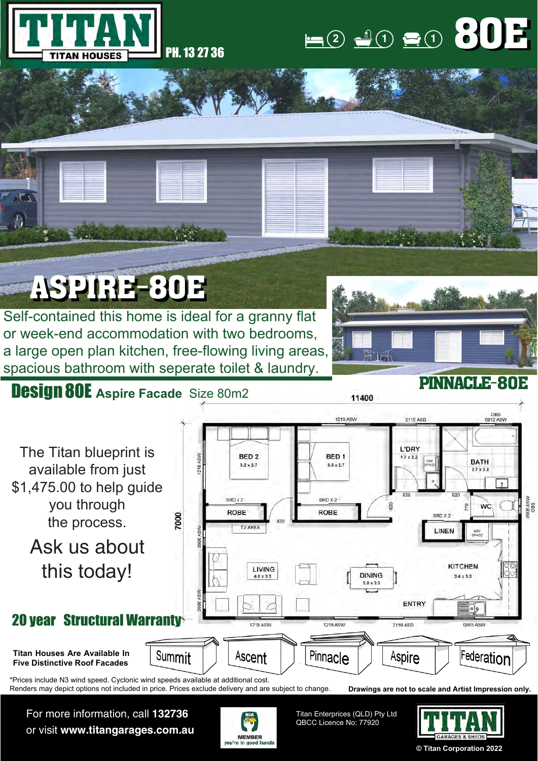# TITAN
TITAN HOUSES

PH. 13 27 36

2 bedrooms · 1 bathroom · 1 living **80E**

## ASPIRE-80E

Self-contained this home is ideal for a granny flat or week-end accommodation with two bedrooms, a large open plan kitchen, free-flowing living areas, spacious bathroom with seperate toilet & laundry.

**PINNACLE-80E**

## Design 80E **Aspire Facade** Size 80m2

The Titan blueprint is available from just $1,475.00 to help guide you through the process.

Ask us about this today!

**20 year Structural Warranty**

11400

7000

BED 2 3.2 x 2.7

BED 1 3.3 x 2.7

L'DRY 1.7 x 2.2

BATH 2.7 x 2.2

WC

ROBE

ROBE

LINEN

TV AREA

LIVING 4.0 x 3.3

DINING 3.8 x 3.3

KITCHEN 3.4 x 3.3

ENTRY

**Titan Houses Are Available In Five Distinctive Roof Facades**

Summit · Ascent · Pinnacle · Aspire · Federation

*Prices include N3 wind speed. Cyclonic wind speeds available at additional cost.
Renders may depict options not included in price. Prices exclude delivery and are subject to change.

**Drawings are not to scale and Artist Impression only.**

For more information, call **132736**
or visit **www.titangarages.com.au**

HIA MEMBER you're in good hands

Titan Enterprises (QLD) Pty Ltd
QBCC Licence No: 77920

TITAN GARAGES & SHEDS

© Titan Corporation 2022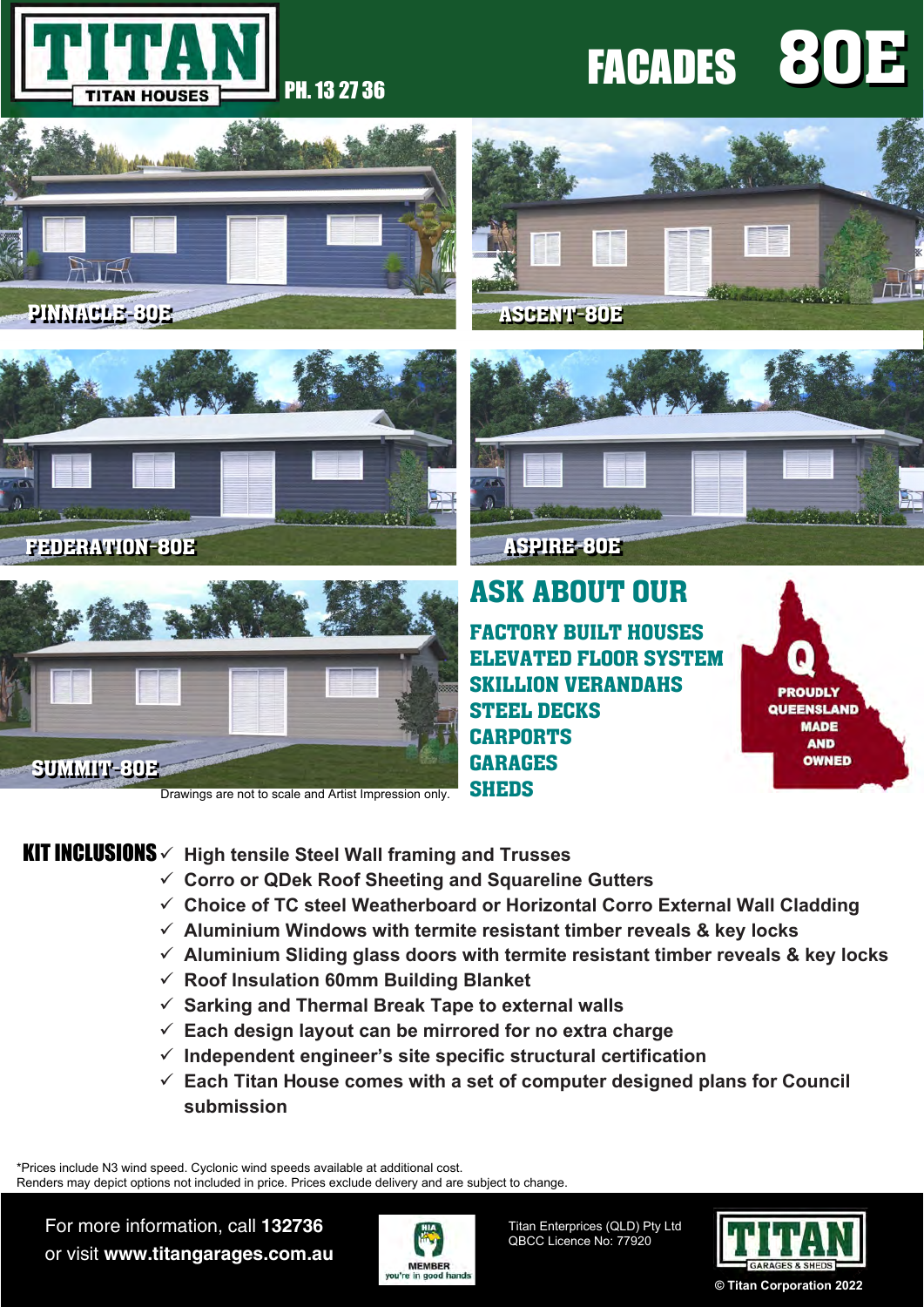TITAN
TITAN HOUSES

PH. 13 27 36

# FACADES 80E

PINNACLE-80E

ASCENT-80E

FEDERATION-80E

ASPIRE-80E

SUMMIT-80E

Drawings are not to scale and Artist Impression only.

## ASK ABOUT OUR

- FACTORY BUILT HOUSES
- ELEVATED FLOOR SYSTEM
- SKILLION VERANDAHS
- STEEL DECKS
- CARPORTS
- GARAGES
- SHEDS

PROUDLY QUEENSLAND MADE AND OWNED

## KIT INCLUSIONS

- ✓ High tensile Steel Wall framing and Trusses
- ✓ Corro or QDek Roof Sheeting and Squareline Gutters
- ✓ Choice of TC steel Weatherboard or Horizontal Corro External Wall Cladding
- ✓ Aluminium Windows with termite resistant timber reveals & key locks
- ✓ Aluminium Sliding glass doors with termite resistant timber reveals & key locks
- ✓ Roof Insulation 60mm Building Blanket
- ✓ Sarking and Thermal Break Tape to external walls
- ✓ Each design layout can be mirrored for no extra charge
- ✓ Independent engineer's site specific structural certification
- ✓ Each Titan House comes with a set of computer designed plans for Council submission

*Prices include N3 wind speed. Cyclonic wind speeds available at additional cost.
Renders may depict options not included in price. Prices exclude delivery and are subject to change.

For more information, call **132736**
or visit **www.titangarages.com.au**

HIA MEMBER you're in good hands

Titan Enterprices (QLD) Pty Ltd
QBCC Licence No: 77920

TITAN GARAGES & SHEDS

© Titan Corporation 2022